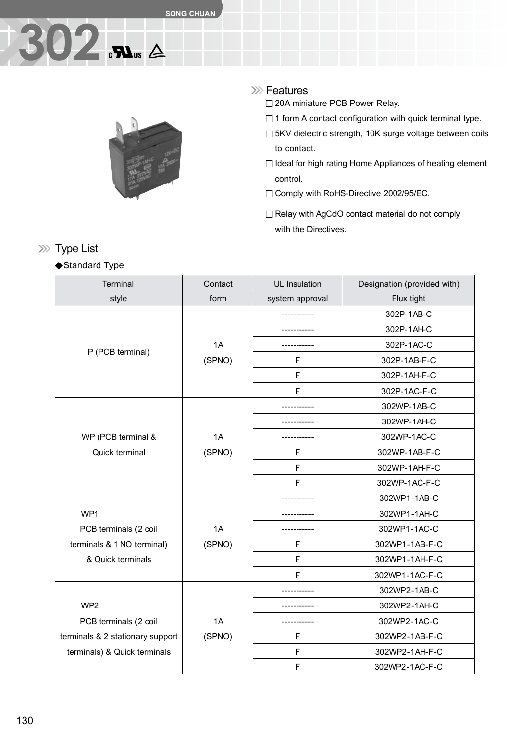# 302

## Features

- 20A miniature PCB Power Relay.
- 1 form A contact configuration with quick terminal type.
- 5KV dielectric strength, 10K surge voltage between coils to contact.
- Ideal for high rating Home Appliances of heating element control.
- Comply with RoHS-Directive 2002/95/EC.
- Relay with AgCdO contact material do not comply with the Directives.

## Type List

◆Standard Type

| Terminal style | Contact form | UL Insulation system approval | Designation (provided with) Flux tight |
|---|---|---|---|
| P (PCB terminal) | 1A (SPNO) | ----------- | 302P-1AB-C |
| | | ----------- | 302P-1AH-C |
| | | ----------- | 302P-1AC-C |
| | | F | 302P-1AB-F-C |
| | | F | 302P-1AH-F-C |
| | | F | 302P-1AC-F-C |
| WP (PCB terminal & Quick terminal | 1A (SPNO) | ----------- | 302WP-1AB-C |
| | | ----------- | 302WP-1AH-C |
| | | ----------- | 302WP-1AC-C |
| | | F | 302WP-1AB-F-C |
| | | F | 302WP-1AH-F-C |
| | | F | 302WP-1AC-F-C |
| WP1 PCB terminals (2 coil terminals & 1 NO terminal) & Quick terminals | 1A (SPNO) | ----------- | 302WP1-1AB-C |
| | | ----------- | 302WP1-1AH-C |
| | | ----------- | 302WP1-1AC-C |
| | | F | 302WP1-1AB-F-C |
| | | F | 302WP1-1AH-F-C |
| | | F | 302WP1-1AC-F-C |
| WP2 PCB terminals (2 coil terminals & 2 stationary support terminals) & Quick terminals | 1A (SPNO) | ----------- | 302WP2-1AB-C |
| | | ----------- | 302WP2-1AH-C |
| | | ----------- | 302WP2-1AC-C |
| | | F | 302WP2-1AB-F-C |
| | | F | 302WP2-1AH-F-C |
| | | F | 302WP2-1AC-F-C |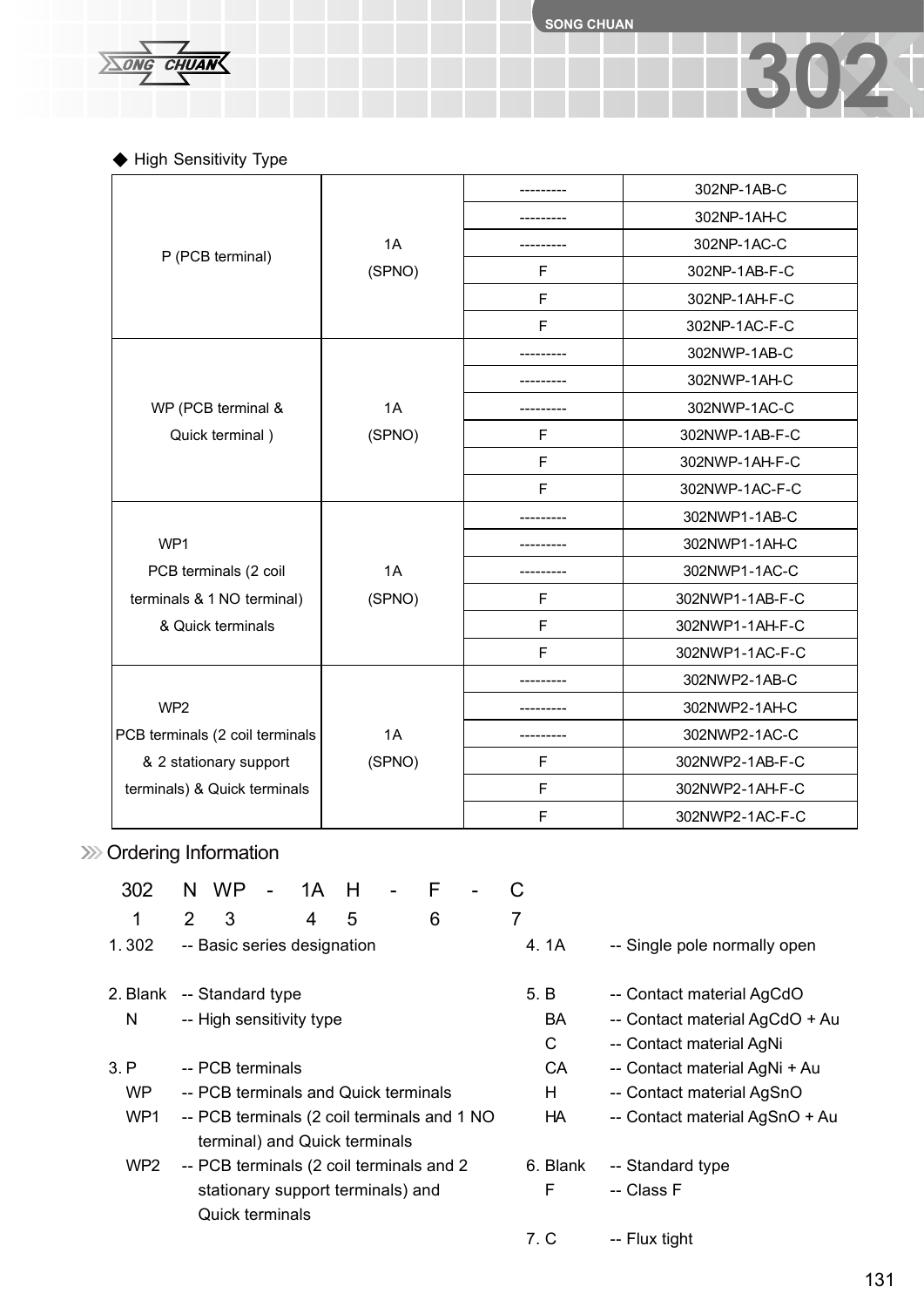◆ High Sensitivity Type

| | | | |
|---|---|---|---|
| P (PCB terminal) | 1A (SPNO) | --------- | 302NP-1AB-C |
| | | --------- | 302NP-1AH-C |
| | | --------- | 302NP-1AC-C |
| | | F | 302NP-1AB-F-C |
| | | F | 302NP-1AH-F-C |
| | | F | 302NP-1AC-F-C |
| WP (PCB terminal & Quick terminal ) | 1A (SPNO) | --------- | 302NWP-1AB-C |
| | | --------- | 302NWP-1AH-C |
| | | --------- | 302NWP-1AC-C |
| | | F | 302NWP-1AB-F-C |
| | | F | 302NWP-1AH-F-C |
| | | F | 302NWP-1AC-F-C |
| WP1 PCB terminals (2 coil terminals & 1 NO terminal) & Quick terminals | 1A (SPNO) | --------- | 302NWP1-1AB-C |
| | | --------- | 302NWP1-1AH-C |
| | | --------- | 302NWP1-1AC-C |
| | | F | 302NWP1-1AB-F-C |
| | | F | 302NWP1-1AH-F-C |
| | | F | 302NWP1-1AC-F-C |
| WP2 PCB terminals (2 coil terminals & 2 stationary support terminals) & Quick terminals | 1A (SPNO) | --------- | 302NWP2-1AB-C |
| | | --------- | 302NWP2-1AH-C |
| | | --------- | 302NWP2-1AC-C |
| | | F | 302NWP2-1AB-F-C |
| | | F | 302NWP2-1AH-F-C |
| | | F | 302NWP2-1AC-F-C |

## Ordering Information

```
302   N   WP  -  1A   H   -   F   -   C
 1    2   3       4   5       6       7
```

1. 302 -- Basic series designation

2. Blank -- Standard type
   N -- High sensitivity type

3. P -- PCB terminals
   WP -- PCB terminals and Quick terminals
   WP1 -- PCB terminals (2 coil terminals and 1 NO terminal) and Quick terminals
   WP2 -- PCB terminals (2 coil terminals and 2 stationary support terminals) and Quick terminals

4. 1A -- Single pole normally open

5. B -- Contact material AgCdO
   BA -- Contact material AgCdO + Au
   C -- Contact material AgNi
   CA -- Contact material AgNi + Au
   H -- Contact material AgSnO
   HA -- Contact material AgSnO + Au

6. Blank -- Standard type
   F -- Class F

7. C -- Flux tight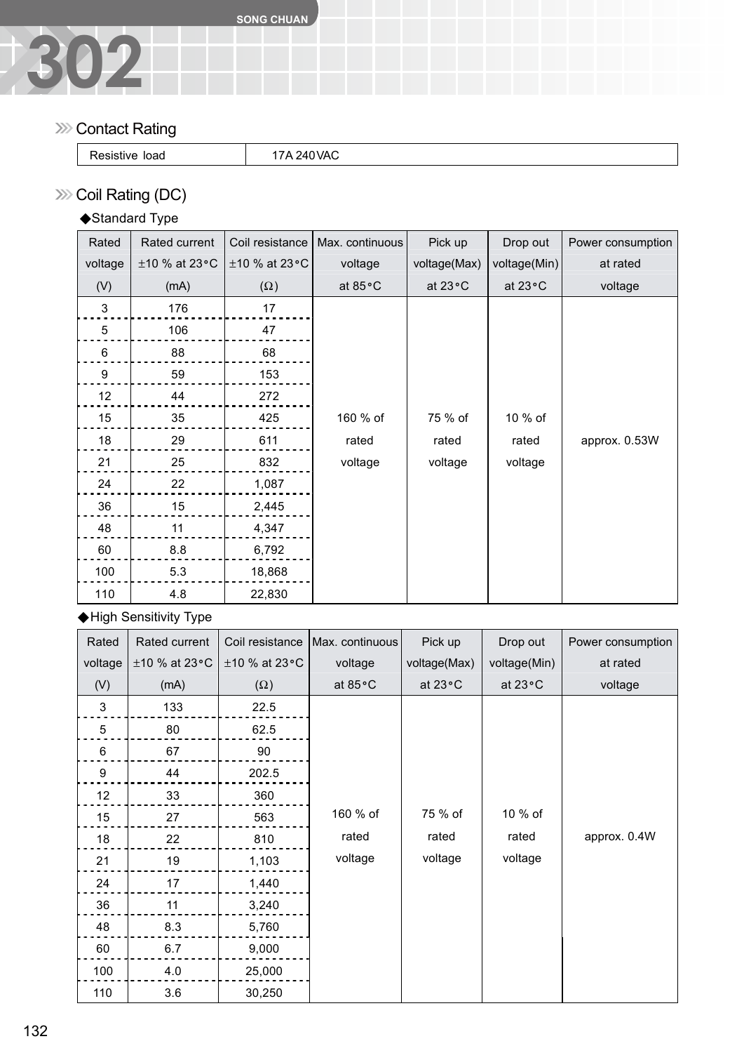# 302

## Contact Rating

| Resistive load | 17A 240VAC |
|---|---|

## Coil Rating (DC)

◆Standard Type

| Rated voltage (V) | Rated current ±10 % at 23°C (mA) | Coil resistance ±10 % at 23°C (Ω) | Max. continuous voltage at 85°C | Pick up voltage(Max) at 23°C | Drop out voltage(Min) at 23°C | Power consumption at rated voltage |
|---|---|---|---|---|---|---|
| 3 | 176 | 17 | 160 % of rated voltage | 75 % of rated voltage | 10 % of rated voltage | approx. 0.53W |
| 5 | 106 | 47 | | | | |
| 6 | 88 | 68 | | | | |
| 9 | 59 | 153 | | | | |
| 12 | 44 | 272 | | | | |
| 15 | 35 | 425 | | | | |
| 18 | 29 | 611 | | | | |
| 21 | 25 | 832 | | | | |
| 24 | 22 | 1,087 | | | | |
| 36 | 15 | 2,445 | | | | |
| 48 | 11 | 4,347 | | | | |
| 60 | 8.8 | 6,792 | | | | |
| 100 | 5.3 | 18,868 | | | | |
| 110 | 4.8 | 22,830 | | | | |

◆High Sensitivity Type

| Rated voltage (V) | Rated current ±10 % at 23°C (mA) | Coil resistance ±10 % at 23°C (Ω) | Max. continuous voltage at 85°C | Pick up voltage(Max) at 23°C | Drop out voltage(Min) at 23°C | Power consumption at rated voltage |
|---|---|---|---|---|---|---|
| 3 | 133 | 22.5 | 160 % of rated voltage | 75 % of rated voltage | 10 % of rated voltage | approx. 0.4W |
| 5 | 80 | 62.5 | | | | |
| 6 | 67 | 90 | | | | |
| 9 | 44 | 202.5 | | | | |
| 12 | 33 | 360 | | | | |
| 15 | 27 | 563 | | | | |
| 18 | 22 | 810 | | | | |
| 21 | 19 | 1,103 | | | | |
| 24 | 17 | 1,440 | | | | |
| 36 | 11 | 3,240 | | | | |
| 48 | 8.3 | 5,760 | | | | |
| 60 | 6.7 | 9,000 | | | | |
| 100 | 4.0 | 25,000 | | | | |
| 110 | 3.6 | 30,250 | | | | |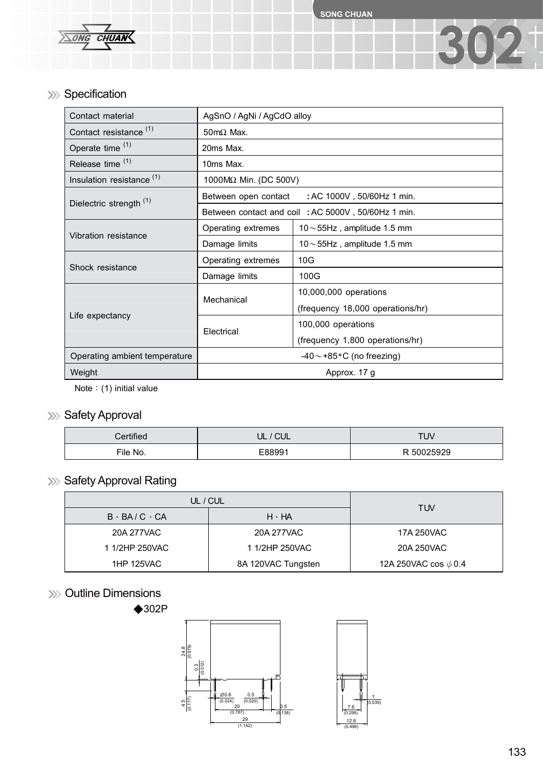## Specification

| Contact material | AgSnO / AgNi / AgCdO alloy | |
|---|---|---|
| Contact resistance [1] | 50mΩ Max. | |
| Operate time [1] | 20ms Max. | |
| Release time [1] | 10ms Max. | |
| Insulation resistance [1] | 1000MΩ Min. (DC 500V) | |
| Dielectric strength [1] | Between open contact : AC 1000V , 50/60Hz 1 min. | |
| | Between contact and coil : AC 5000V , 50/60Hz 1 min. | |
| Vibration resistance | Operating extremes | 10～55Hz , amplitude 1.5 mm |
| | Damage limits | 10～55Hz , amplitude 1.5 mm |
| Shock resistance | Operating extremes | 10G |
| | Damage limits | 100G |
| Life expectancy | Mechanical | 10,000,000 operations (frequency 18,000 operations/hr) |
| | Electrical | 100,000 operations (frequency 1,800 operations/hr) |
| Operating ambient temperature | -40～+85°C (no freezing) | |
| Weight | Approx. 17 g | |

Note：(1) initial value

## Safety Approval

| Certified | UL / CUL | TUV |
|---|---|---|
| File No. | E88991 | R 50025929 |

## Safety Approval Rating

| UL / CUL | | TUV |
|---|---|---|
| B、BA / C、CA | H、HA | |
| 20A 277VAC | 20A 277VAC | 17A 250VAC |
| 1 1/2HP 250VAC | 1 1/2HP 250VAC | 20A 250VAC |
| 1HP 125VAC | 8A 120VAC Tungsten | 12A 250VAC cos φ 0.4 |

## Outline Dimensions

◆302P

24.8 (0.976) 0.3 (0.012) 4.5 (0.177) ∅0.6 (0.024) 0.5 (0.020) 20 (0.787) 3.5 (0.138) 29 (1.142)

7.6 (0.299) 1 (0.039) 12.6 (0.496)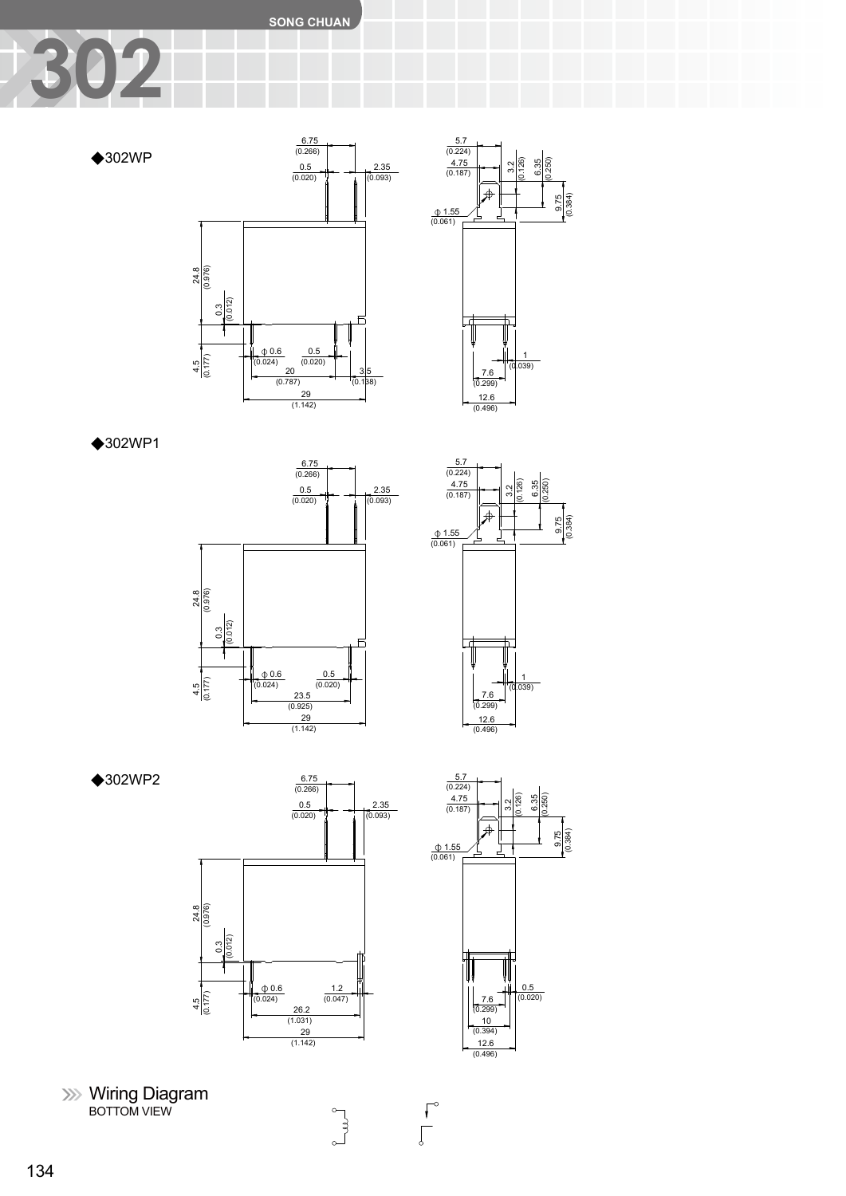# 302

### ◆302WP

6.75 (0.266)
0.5 (0.020)
2.35 (0.093)
24.8 (0.976)
0.3 (0.012)
4.5 (0.177)
ϕ 0.6 (0.024)
0.5 (0.020)
20 (0.787)
3.5 (0.138)
29 (1.142)

5.7 (0.224)
4.75 (0.187)
3.2 (0.126)
6.35 (0.250)
9.75 (0.384)
ϕ 1.55 (0.061)
1 (0.039)
7.6 (0.299)
12.6 (0.496)

### ◆302WP1

6.75 (0.266)
0.5 (0.020)
2.35 (0.093)
24.8 (0.976)
0.3 (0.012)
4.5 (0.177)
ϕ 0.6 (0.024)
0.5 (0.020)
23.5 (0.925)
29 (1.142)

5.7 (0.224)
4.75 (0.187)
3.2 (0.126)
6.35 (0.250)
9.75 (0.384)
ϕ 1.55 (0.061)
1 (0.039)
7.6 (0.299)
12.6 (0.496)

### ◆302WP2

6.75 (0.266)
0.5 (0.020)
2.35 (0.093)
24.8 (0.976)
0.3 (0.012)
4.5 (0.177)
ϕ 0.6 (0.024)
1.2 (0.047)
26.2 (1.031)
29 (1.142)

5.7 (0.224)
4.75 (0.187)
3.2 (0.126)
6.35 (0.250)
9.75 (0.384)
ϕ 1.55 (0.061)
0.5 (0.020)
7.6 (0.299)
10 (0.394)
12.6 (0.496)

## Wiring Diagram

BOTTOM VIEW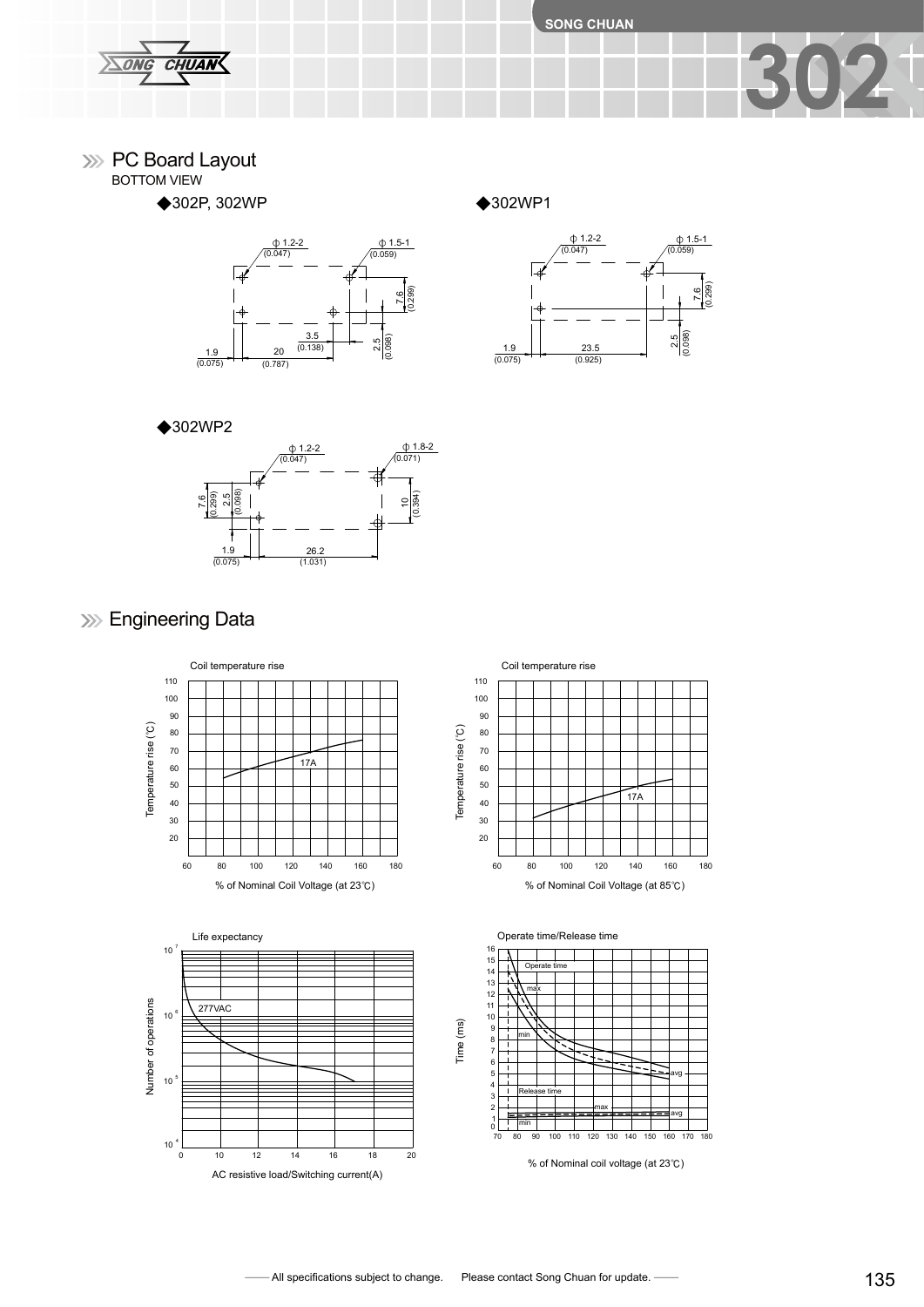## PC Board Layout

BOTTOM VIEW

◆302P, 302WP

ϕ 1.2-2
(0.047)
ϕ 1.5-1
(0.059)
7.6
(0.299)
3.5
(0.138)
2.5
(0.098)
1.9
(0.075)
20
(0.787)

◆302WP1

ϕ 1.2-2
(0.047)
ϕ 1.5-1
(0.059)
7.6
(0.299)
2.5
(0.098)
1.9
(0.075)
23.5
(0.925)

◆302WP2

ϕ 1.2-2
(0.047)
ϕ 1.8-2
(0.071)
7.6
(0.299)
2.5
(0.098)
10
(0.394)
1.9
(0.075)
26.2
(1.031)

## Engineering Data

Coil temperature rise

Temperature rise (℃)

110, 100, 90, 80, 70, 60, 50, 40, 30, 20

17A

60, 80, 100, 120, 140, 160, 180

% of Nominal Coil Voltage (at 23℃)

Coil temperature rise

Temperature rise (℃)

110, 100, 90, 80, 70, 60, 50, 40, 30, 20

17A

60, 80, 100, 120, 140, 160, 180

% of Nominal Coil Voltage (at 85℃)

Life expectancy

Number of operations

$10^7$, $10^6$, $10^5$, $10^4$

277VAC

0, 10, 12, 14, 16, 18, 20

AC resistive load/Switching current(A)

Operate time/Release time

Time (ms)

16, 15, 14, 13, 12, 11, 10, 9, 8, 7, 6, 5, 4, 3, 2, 1, 0

Operate time

max

min

avg

Release time

max

avg

min

70, 80, 90, 100, 110, 120, 130, 140, 150, 160, 170, 180

% of Nominal coil voltage (at 23℃)

—— All specifications subject to change. Please contact Song Chuan for update. ——